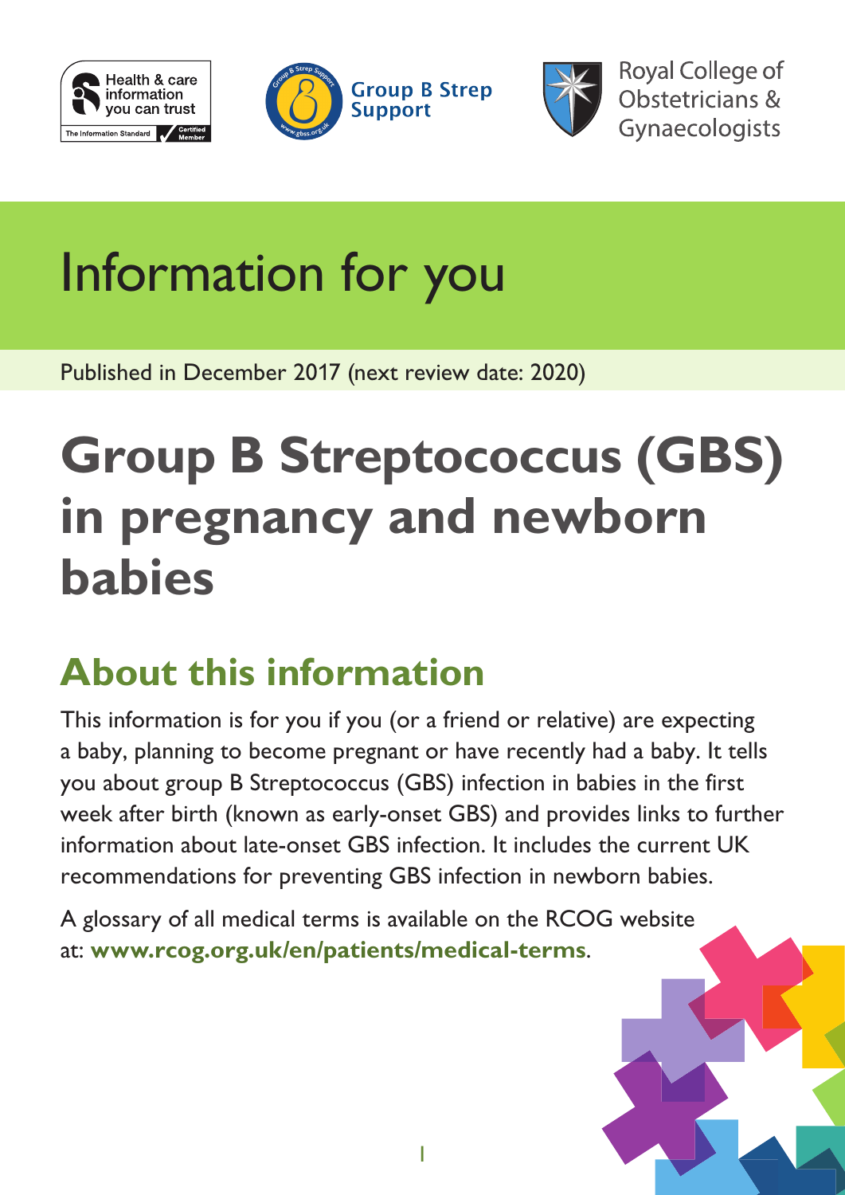Information for you

Published in December 2017 (next review date: 2020)

# Group B Streptococcus (GBS) in pregnancy and newborn babies

## About this information

This information is for you if you (or a friend or relative) are expecting a baby, planning to become pregnant or have recently had a baby. It tells you about group B Streptococcus (GBS) infection in babies in the first week after birth (known as early-onset GBS) and provides links to further information about late-onset GBS infection. It includes the current UK recommendations for preventing GBS infection in newborn babies.

A glossary of all medical terms is available on the RCOG website at: **www.rcog.org.uk/en/patients/medical-terms**.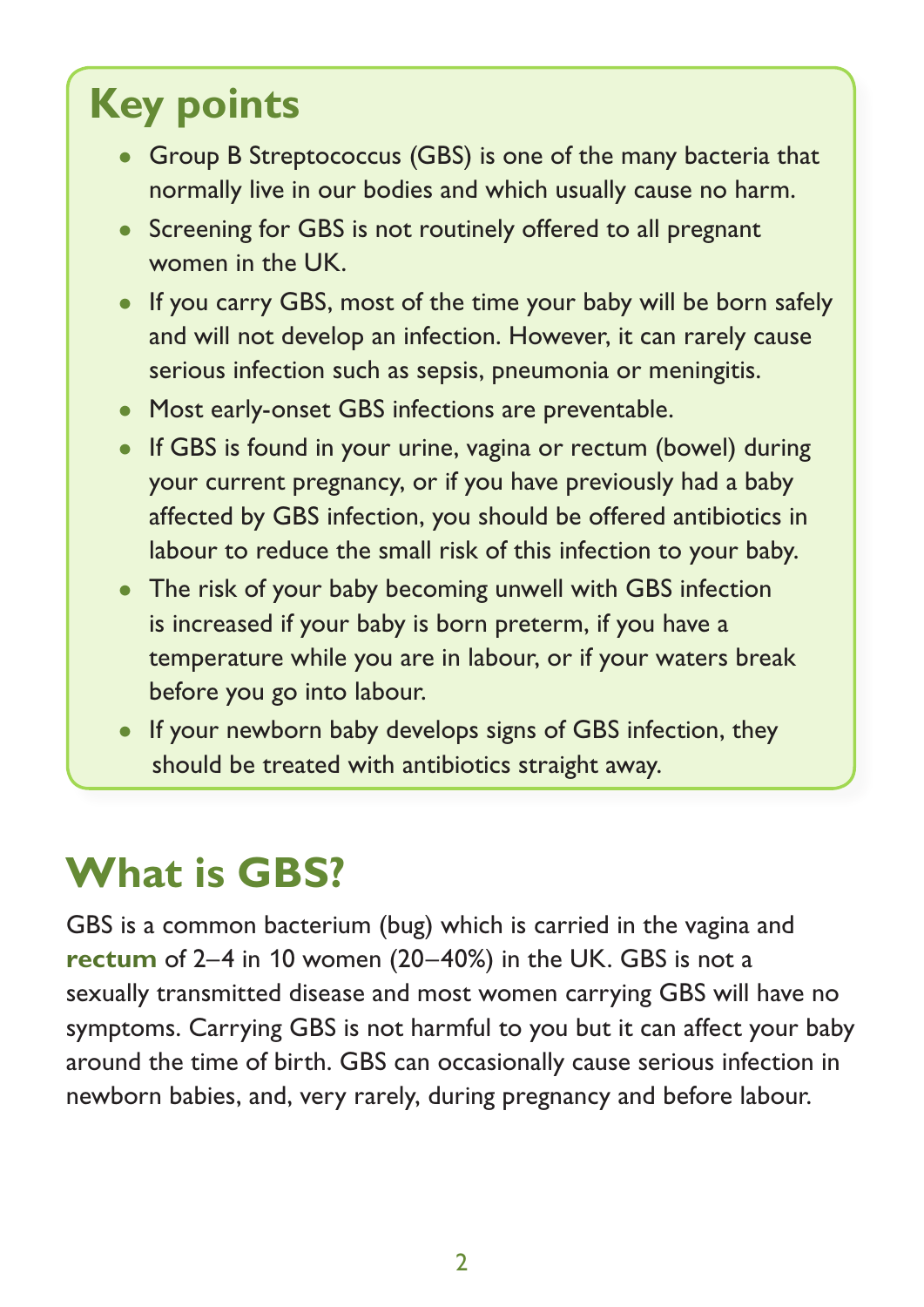## Key points

- Group B Streptococcus (GBS) is one of the many bacteria that normally live in our bodies and which usually cause no harm.
- Screening for GBS is not routinely offered to all pregnant women in the UK.
- If you carry GBS, most of the time your baby will be born safely and will not develop an infection. However, it can rarely cause serious infection such as sepsis, pneumonia or meningitis.
- Most early-onset GBS infections are preventable.
- If GBS is found in your urine, vagina or rectum (bowel) during your current pregnancy, or if you have previously had a baby affected by GBS infection, you should be offered antibiotics in labour to reduce the small risk of this infection to your baby.
- The risk of your baby becoming unwell with GBS infection is increased if your baby is born preterm, if you have a temperature while you are in labour, or if your waters break before you go into labour.
- If your newborn baby develops signs of GBS infection, they should be treated with antibiotics straight away.

# What is GBS?

GBS is a common bacterium (bug) which is carried in the vagina and **rectum** of 2–4 in 10 women (20–40%) in the UK. GBS is not a sexually transmitted disease and most women carrying GBS will have no symptoms. Carrying GBS is not harmful to you but it can affect your baby around the time of birth. GBS can occasionally cause serious infection in newborn babies, and, very rarely, during pregnancy and before labour.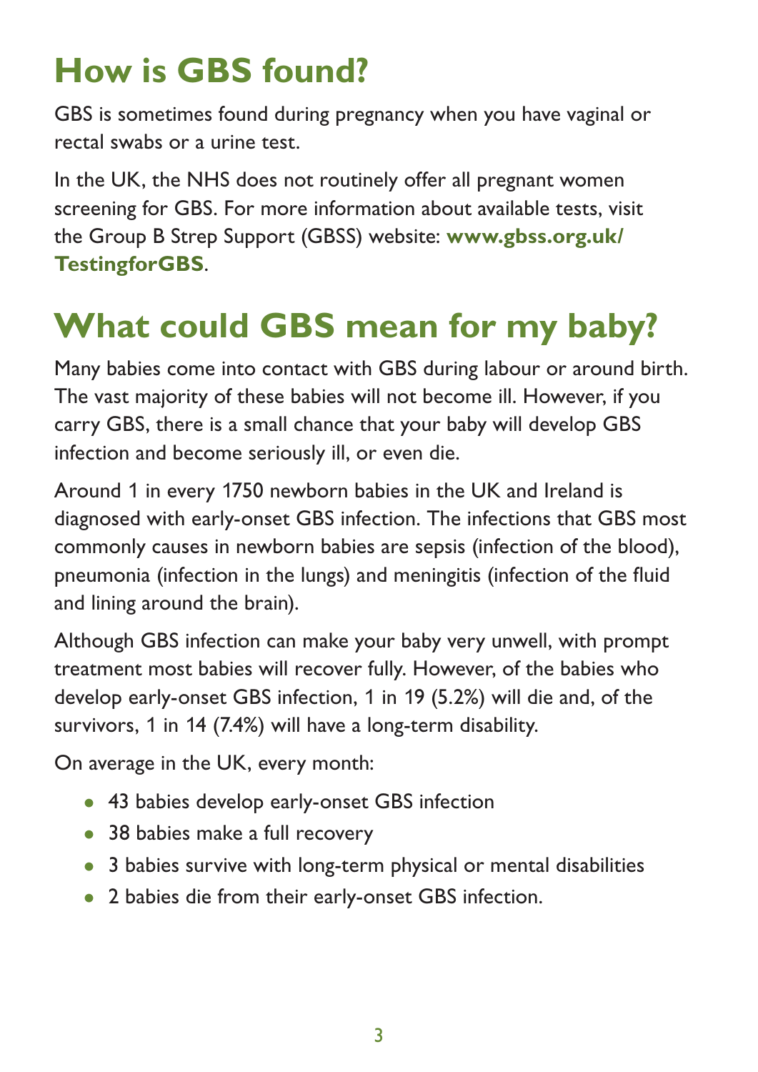# How is GBS found?

GBS is sometimes found during pregnancy when you have vaginal or rectal swabs or a urine test.

In the UK, the NHS does not routinely offer all pregnant women screening for GBS. For more information about available tests, visit the Group B Strep Support (GBSS) website: **www.gbss.org.uk/TestingforGBS**.

# What could GBS mean for my baby?

Many babies come into contact with GBS during labour or around birth. The vast majority of these babies will not become ill. However, if you carry GBS, there is a small chance that your baby will develop GBS infection and become seriously ill, or even die.

Around 1 in every 1750 newborn babies in the UK and Ireland is diagnosed with early-onset GBS infection. The infections that GBS most commonly causes in newborn babies are sepsis (infection of the blood), pneumonia (infection in the lungs) and meningitis (infection of the fluid and lining around the brain).

Although GBS infection can make your baby very unwell, with prompt treatment most babies will recover fully. However, of the babies who develop early-onset GBS infection, 1 in 19 (5.2%) will die and, of the survivors, 1 in 14 (7.4%) will have a long-term disability.

On average in the UK, every month:

- 43 babies develop early-onset GBS infection
- 38 babies make a full recovery
- 3 babies survive with long-term physical or mental disabilities
- 2 babies die from their early-onset GBS infection.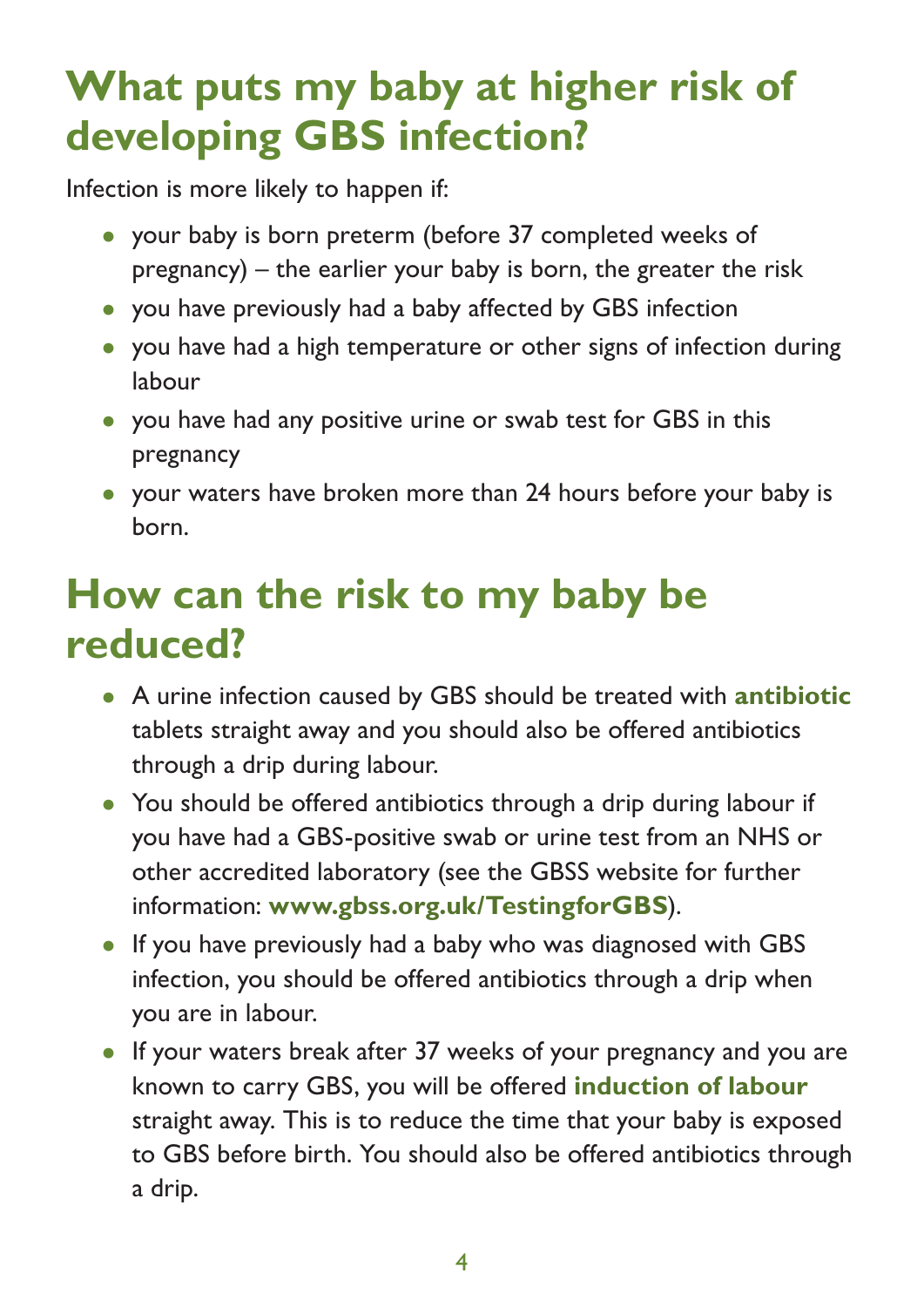## What puts my baby at higher risk of developing GBS infection?

Infection is more likely to happen if:

- your baby is born preterm (before 37 completed weeks of pregnancy) – the earlier your baby is born, the greater the risk
- you have previously had a baby affected by GBS infection
- you have had a high temperature or other signs of infection during labour
- you have had any positive urine or swab test for GBS in this pregnancy
- your waters have broken more than 24 hours before your baby is born.

## How can the risk to my baby be reduced?

- A urine infection caused by GBS should be treated with **antibiotic** tablets straight away and you should also be offered antibiotics through a drip during labour.
- You should be offered antibiotics through a drip during labour if you have had a GBS-positive swab or urine test from an NHS or other accredited laboratory (see the GBSS website for further information: **www.gbss.org.uk/TestingforGBS**).
- If you have previously had a baby who was diagnosed with GBS infection, you should be offered antibiotics through a drip when you are in labour.
- If your waters break after 37 weeks of your pregnancy and you are known to carry GBS, you will be offered **induction of labour** straight away. This is to reduce the time that your baby is exposed to GBS before birth. You should also be offered antibiotics through a drip.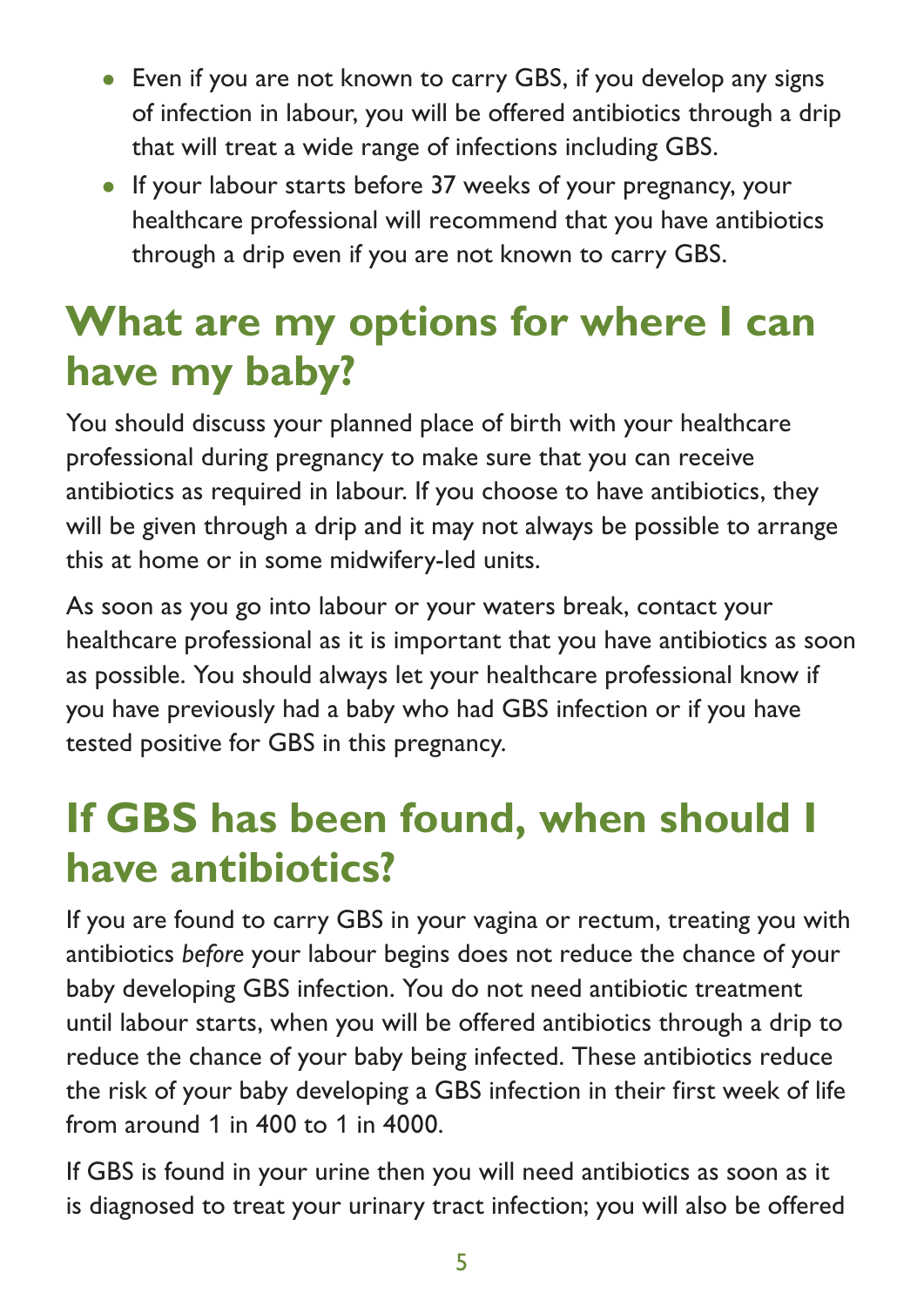- Even if you are not known to carry GBS, if you develop any signs of infection in labour, you will be offered antibiotics through a drip that will treat a wide range of infections including GBS.
- If your labour starts before 37 weeks of your pregnancy, your healthcare professional will recommend that you have antibiotics through a drip even if you are not known to carry GBS.

## What are my options for where I can have my baby?

You should discuss your planned place of birth with your healthcare professional during pregnancy to make sure that you can receive antibiotics as required in labour. If you choose to have antibiotics, they will be given through a drip and it may not always be possible to arrange this at home or in some midwifery-led units.

As soon as you go into labour or your waters break, contact your healthcare professional as it is important that you have antibiotics as soon as possible. You should always let your healthcare professional know if you have previously had a baby who had GBS infection or if you have tested positive for GBS in this pregnancy.

## If GBS has been found, when should I have antibiotics?

If you are found to carry GBS in your vagina or rectum, treating you with antibiotics *before* your labour begins does not reduce the chance of your baby developing GBS infection. You do not need antibiotic treatment until labour starts, when you will be offered antibiotics through a drip to reduce the chance of your baby being infected. These antibiotics reduce the risk of your baby developing a GBS infection in their first week of life from around 1 in 400 to 1 in 4000.

If GBS is found in your urine then you will need antibiotics as soon as it is diagnosed to treat your urinary tract infection; you will also be offered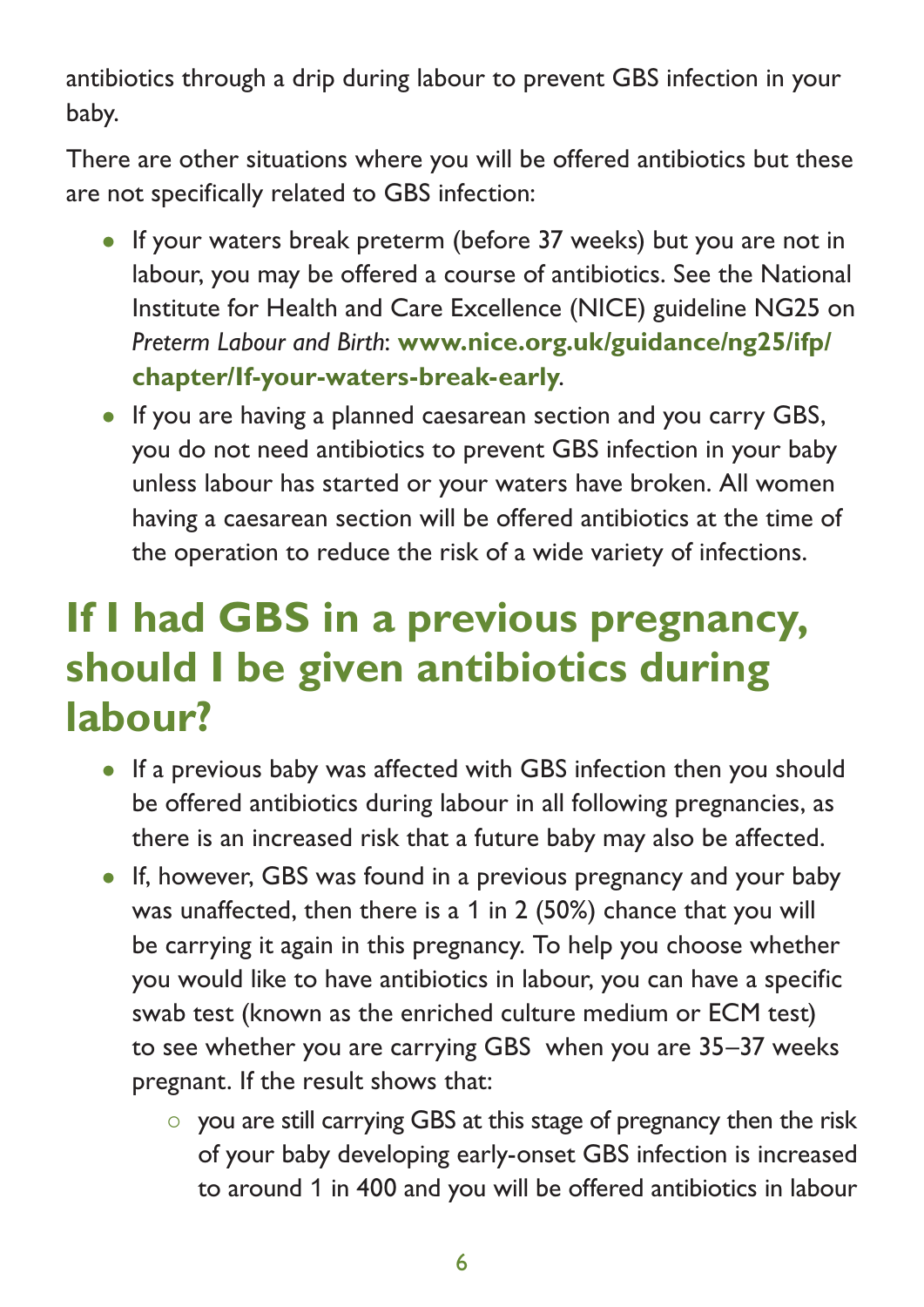antibiotics through a drip during labour to prevent GBS infection in your baby.

There are other situations where you will be offered antibiotics but these are not specifically related to GBS infection:

- If your waters break preterm (before 37 weeks) but you are not in labour, you may be offered a course of antibiotics. See the National Institute for Health and Care Excellence (NICE) guideline NG25 on *Preterm Labour and Birth*: **www.nice.org.uk/guidance/ng25/ifp/chapter/If-your-waters-break-early**.
- If you are having a planned caesarean section and you carry GBS, you do not need antibiotics to prevent GBS infection in your baby unless labour has started or your waters have broken. All women having a caesarean section will be offered antibiotics at the time of the operation to reduce the risk of a wide variety of infections.

## If I had GBS in a previous pregnancy, should I be given antibiotics during labour?

- If a previous baby was affected with GBS infection then you should be offered antibiotics during labour in all following pregnancies, as there is an increased risk that a future baby may also be affected.
- If, however, GBS was found in a previous pregnancy and your baby was unaffected, then there is a 1 in 2 (50%) chance that you will be carrying it again in this pregnancy. To help you choose whether you would like to have antibiotics in labour, you can have a specific swab test (known as the enriched culture medium or ECM test) to see whether you are carrying GBS when you are 35–37 weeks pregnant. If the result shows that:
  - you are still carrying GBS at this stage of pregnancy then the risk of your baby developing early-onset GBS infection is increased to around 1 in 400 and you will be offered antibiotics in labour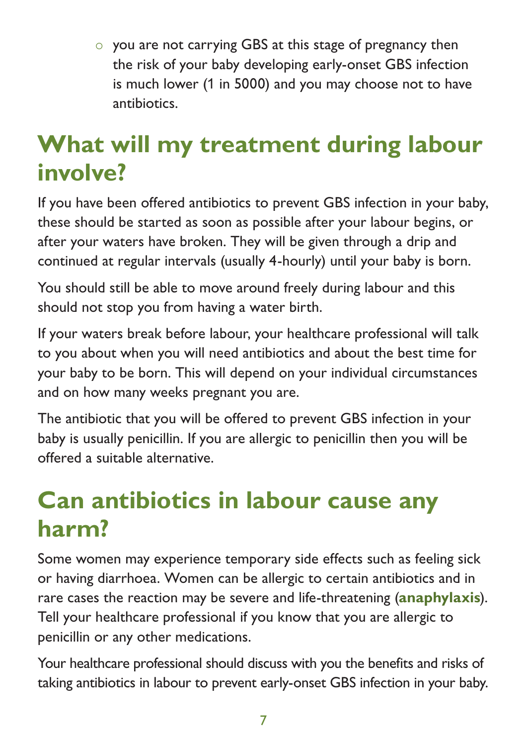- you are not carrying GBS at this stage of pregnancy then the risk of your baby developing early-onset GBS infection is much lower (1 in 5000) and you may choose not to have antibiotics.

## What will my treatment during labour involve?

If you have been offered antibiotics to prevent GBS infection in your baby, these should be started as soon as possible after your labour begins, or after your waters have broken. They will be given through a drip and continued at regular intervals (usually 4-hourly) until your baby is born.

You should still be able to move around freely during labour and this should not stop you from having a water birth.

If your waters break before labour, your healthcare professional will talk to you about when you will need antibiotics and about the best time for your baby to be born. This will depend on your individual circumstances and on how many weeks pregnant you are.

The antibiotic that you will be offered to prevent GBS infection in your baby is usually penicillin. If you are allergic to penicillin then you will be offered a suitable alternative.

## Can antibiotics in labour cause any harm?

Some women may experience temporary side effects such as feeling sick or having diarrhoea. Women can be allergic to certain antibiotics and in rare cases the reaction may be severe and life-threatening (**anaphylaxis**). Tell your healthcare professional if you know that you are allergic to penicillin or any other medications.

Your healthcare professional should discuss with you the benefits and risks of taking antibiotics in labour to prevent early-onset GBS infection in your baby.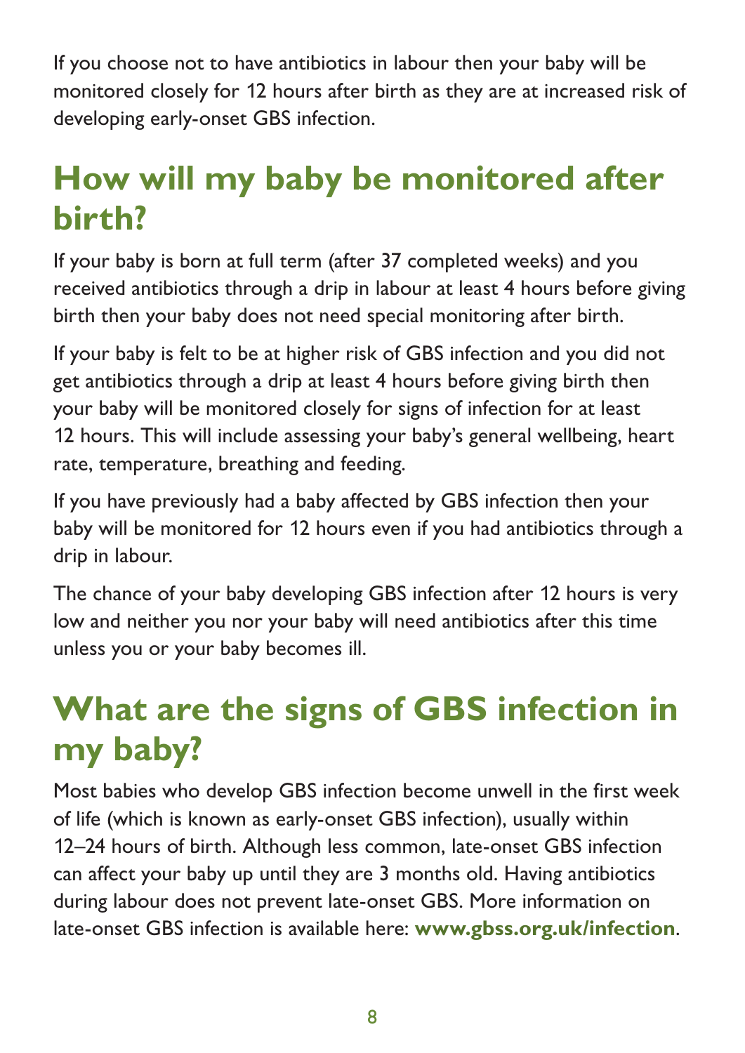If you choose not to have antibiotics in labour then your baby will be monitored closely for 12 hours after birth as they are at increased risk of developing early-onset GBS infection.

## How will my baby be monitored after birth?

If your baby is born at full term (after 37 completed weeks) and you received antibiotics through a drip in labour at least 4 hours before giving birth then your baby does not need special monitoring after birth.

If your baby is felt to be at higher risk of GBS infection and you did not get antibiotics through a drip at least 4 hours before giving birth then your baby will be monitored closely for signs of infection for at least 12 hours. This will include assessing your baby's general wellbeing, heart rate, temperature, breathing and feeding.

If you have previously had a baby affected by GBS infection then your baby will be monitored for 12 hours even if you had antibiotics through a drip in labour.

The chance of your baby developing GBS infection after 12 hours is very low and neither you nor your baby will need antibiotics after this time unless you or your baby becomes ill.

## What are the signs of GBS infection in my baby?

Most babies who develop GBS infection become unwell in the first week of life (which is known as early-onset GBS infection), usually within 12–24 hours of birth. Although less common, late-onset GBS infection can affect your baby up until they are 3 months old. Having antibiotics during labour does not prevent late-onset GBS. More information on late-onset GBS infection is available here: **www.gbss.org.uk/infection**.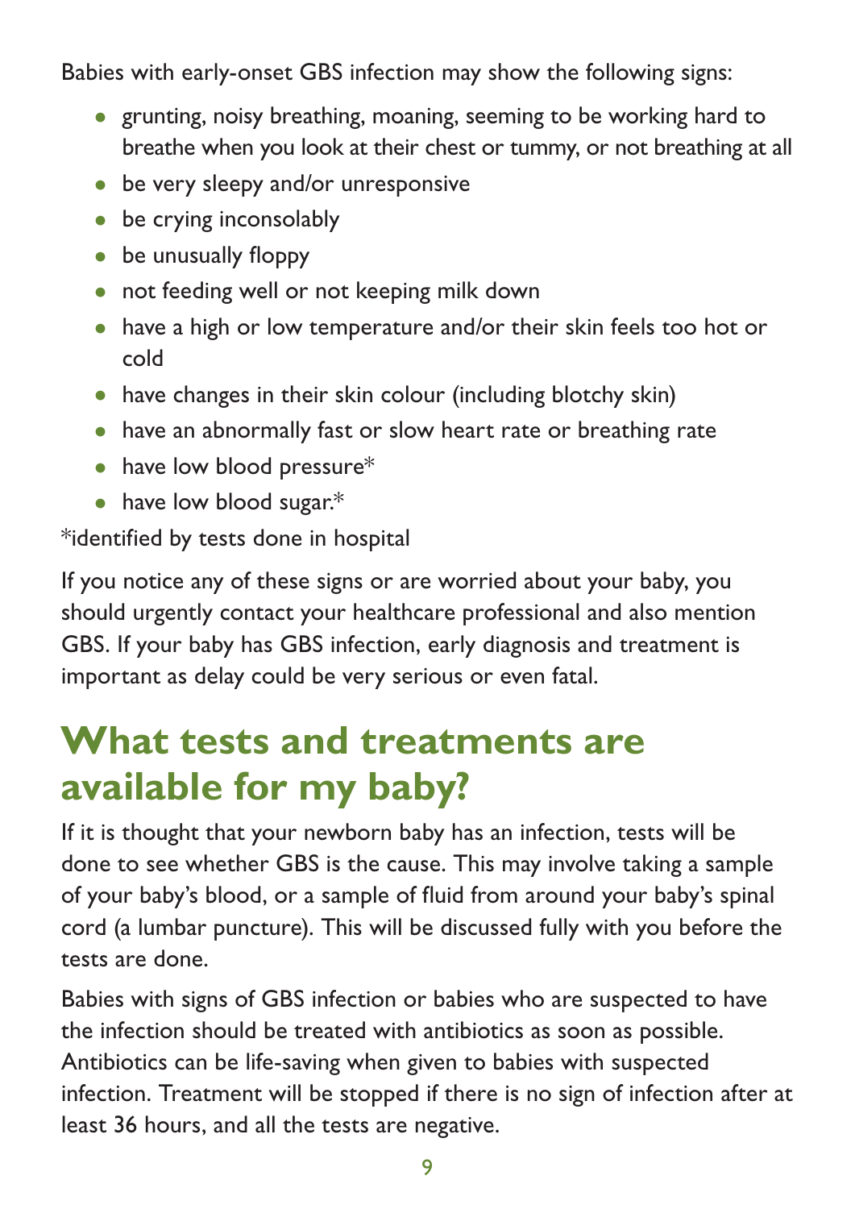Babies with early-onset GBS infection may show the following signs:

- grunting, noisy breathing, moaning, seeming to be working hard to breathe when you look at their chest or tummy, or not breathing at all
- be very sleepy and/or unresponsive
- be crying inconsolably
- be unusually floppy
- not feeding well or not keeping milk down
- have a high or low temperature and/or their skin feels too hot or cold
- have changes in their skin colour (including blotchy skin)
- have an abnormally fast or slow heart rate or breathing rate
- have low blood pressure*
- have low blood sugar.*

*identified by tests done in hospital

If you notice any of these signs or are worried about your baby, you should urgently contact your healthcare professional and also mention GBS. If your baby has GBS infection, early diagnosis and treatment is important as delay could be very serious or even fatal.

## What tests and treatments are available for my baby?

If it is thought that your newborn baby has an infection, tests will be done to see whether GBS is the cause. This may involve taking a sample of your baby's blood, or a sample of fluid from around your baby's spinal cord (a lumbar puncture). This will be discussed fully with you before the tests are done.

Babies with signs of GBS infection or babies who are suspected to have the infection should be treated with antibiotics as soon as possible. Antibiotics can be life-saving when given to babies with suspected infection. Treatment will be stopped if there is no sign of infection after at least 36 hours, and all the tests are negative.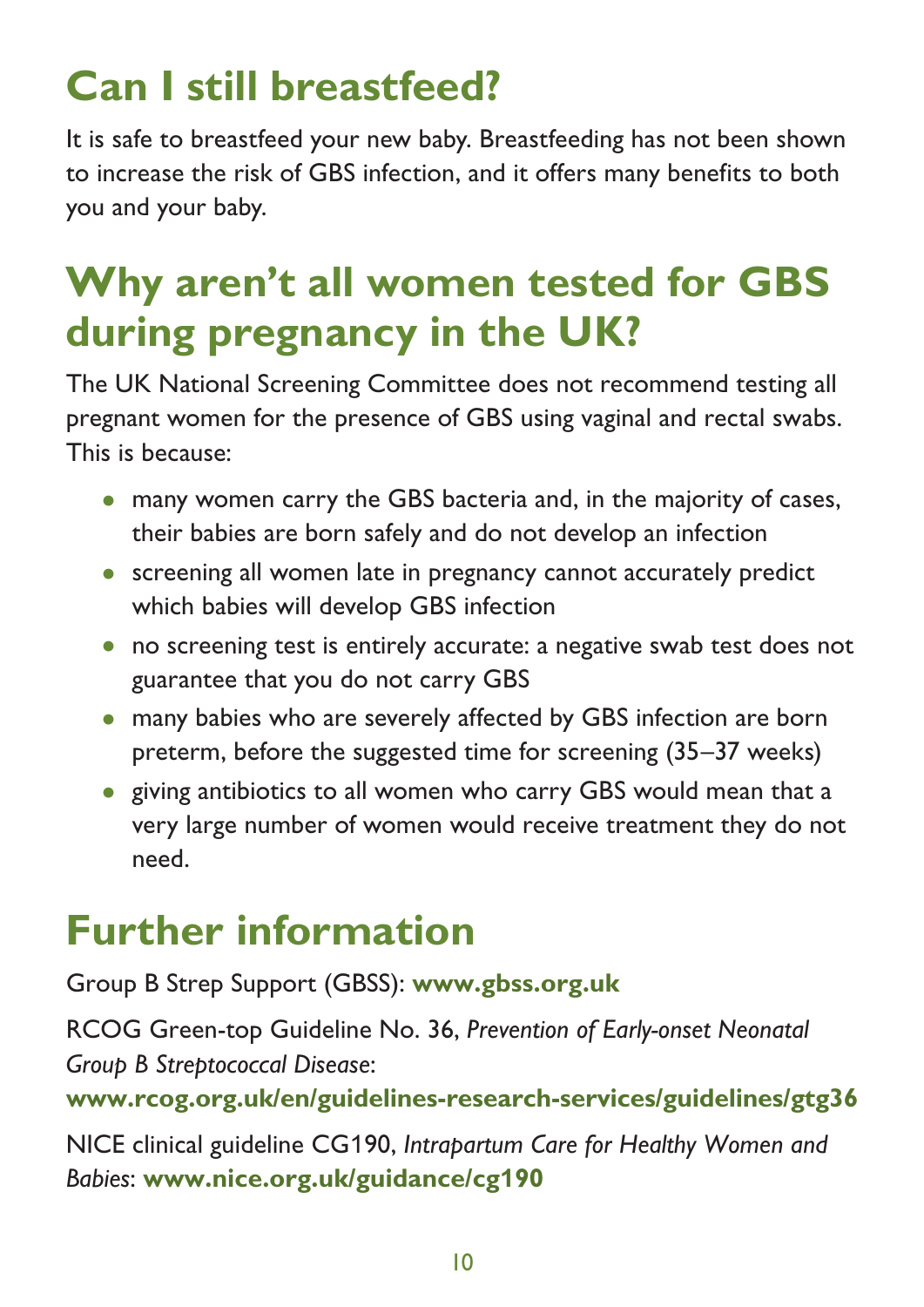## Can I still breastfeed?

It is safe to breastfeed your new baby. Breastfeeding has not been shown to increase the risk of GBS infection, and it offers many benefits to both you and your baby.

## Why aren't all women tested for GBS during pregnancy in the UK?

The UK National Screening Committee does not recommend testing all pregnant women for the presence of GBS using vaginal and rectal swabs. This is because:

- many women carry the GBS bacteria and, in the majority of cases, their babies are born safely and do not develop an infection
- screening all women late in pregnancy cannot accurately predict which babies will develop GBS infection
- no screening test is entirely accurate: a negative swab test does not guarantee that you do not carry GBS
- many babies who are severely affected by GBS infection are born preterm, before the suggested time for screening (35–37 weeks)
- giving antibiotics to all women who carry GBS would mean that a very large number of women would receive treatment they do not need.

## Further information

Group B Strep Support (GBSS): **www.gbss.org.uk**

RCOG Green-top Guideline No. 36, *Prevention of Early-onset Neonatal Group B Streptococcal Disease*: **www.rcog.org.uk/en/guidelines-research-services/guidelines/gtg36**

NICE clinical guideline CG190, *Intrapartum Care for Healthy Women and Babies*: **www.nice.org.uk/guidance/cg190**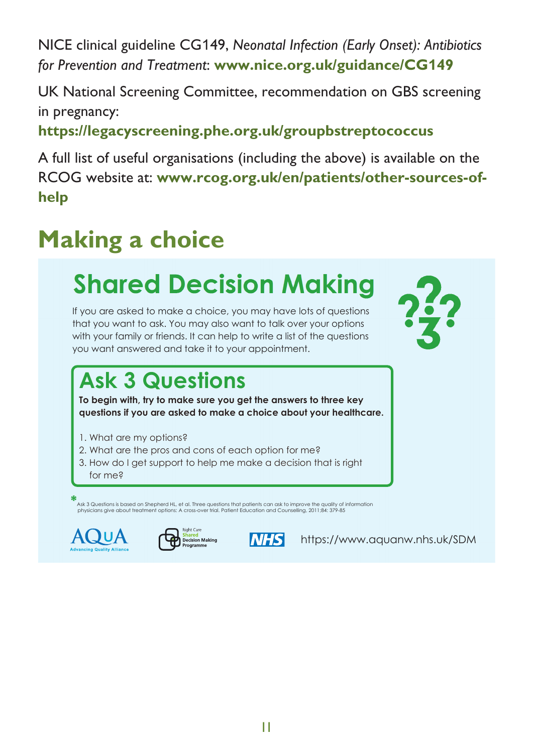NICE clinical guideline CG149, *Neonatal Infection (Early Onset): Antibiotics for Prevention and Treatment*: **www.nice.org.uk/guidance/CG149**

UK National Screening Committee, recommendation on GBS screening in pregnancy:
**https://legacyscreening.phe.org.uk/groupbstreptococcus**

A full list of useful organisations (including the above) is available on the RCOG website at: **www.rcog.org.uk/en/patients/other-sources-of-help**

## Making a choice

### Shared Decision Making

If you are asked to make a choice, you may have lots of questions that you want to ask. You may also want to talk over your options with your family or friends. It can help to write a list of the questions you want answered and take it to your appointment.

#### Ask 3 Questions

**To begin with, try to make sure you get the answers to three key questions if you are asked to make a choice about your healthcare.**

1. What are my options?
2. What are the pros and cons of each option for me?
3. How do I get support to help me make a decision that is right for me?

\* Ask 3 Questions is based on Shepherd HL, et al. Three questions that patients can ask to improve the quality of information physicians give about treatment options: A cross-over trial. Patient Education and Counselling, 2011;84: 379-85

AQuA Advancing Quality Alliance | Right Care Shared Decision Making Programme | NHS

https://www.aquanw.nhs.uk/SDM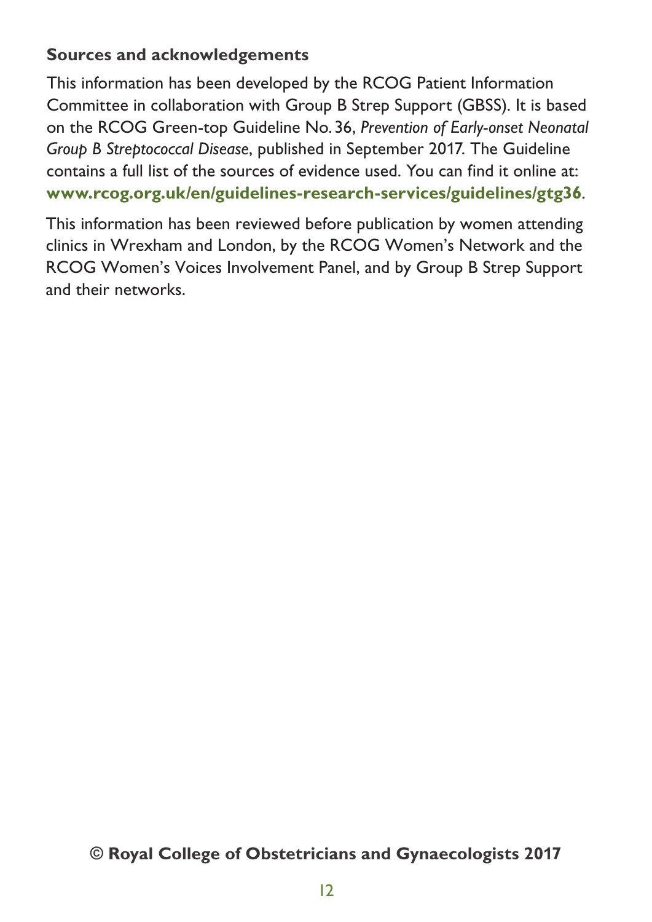**Sources and acknowledgements**

This information has been developed by the RCOG Patient Information Committee in collaboration with Group B Strep Support (GBSS). It is based on the RCOG Green-top Guideline No. 36, *Prevention of Early-onset Neonatal Group B Streptococcal Disease*, published in September 2017. The Guideline contains a full list of the sources of evidence used. You can find it online at: **www.rcog.org.uk/en/guidelines-research-services/guidelines/gtg36**.

This information has been reviewed before publication by women attending clinics in Wrexham and London, by the RCOG Women's Network and the RCOG Women's Voices Involvement Panel, and by Group B Strep Support and their networks.

**© Royal College of Obstetricians and Gynaecologists 2017**